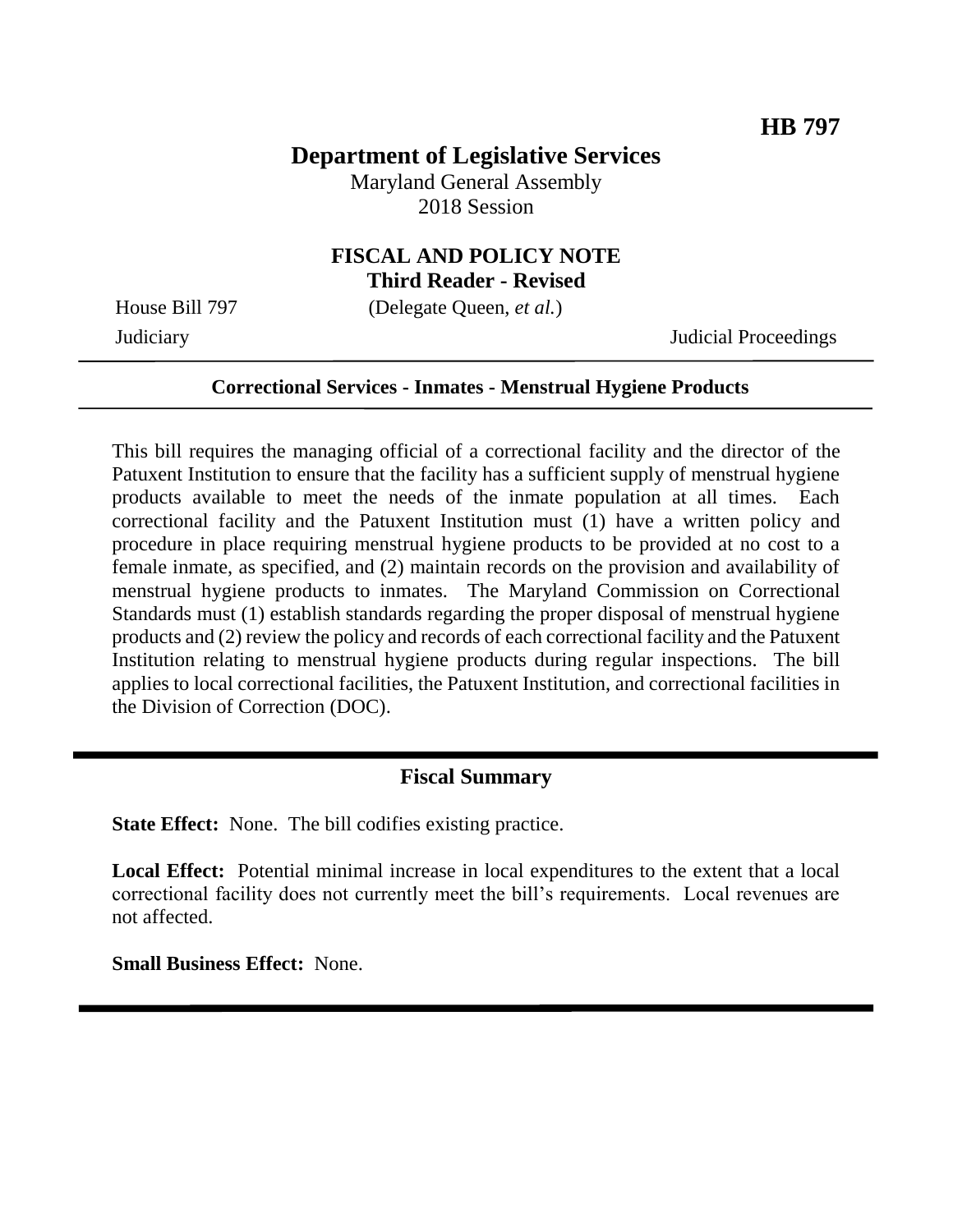**HB 797**

# Department of Legislative Services

Maryland General Assembly
2018 Session

## FISCAL AND POLICY NOTE
**Third Reader - Revised**

House Bill 797 (Delegate Queen, *et al.*)

Judiciary Judicial Proceedings

---

**Correctional Services - Inmates - Menstrual Hygiene Products**

---

This bill requires the managing official of a correctional facility and the director of the Patuxent Institution to ensure that the facility has a sufficient supply of menstrual hygiene products available to meet the needs of the inmate population at all times. Each correctional facility and the Patuxent Institution must (1) have a written policy and procedure in place requiring menstrual hygiene products to be provided at no cost to a female inmate, as specified, and (2) maintain records on the provision and availability of menstrual hygiene products to inmates. The Maryland Commission on Correctional Standards must (1) establish standards regarding the proper disposal of menstrual hygiene products and (2) review the policy and records of each correctional facility and the Patuxent Institution relating to menstrual hygiene products during regular inspections. The bill applies to local correctional facilities, the Patuxent Institution, and correctional facilities in the Division of Correction (DOC).

---

## Fiscal Summary

**State Effect:** None. The bill codifies existing practice.

**Local Effect:** Potential minimal increase in local expenditures to the extent that a local correctional facility does not currently meet the bill's requirements. Local revenues are not affected.

**Small Business Effect:** None.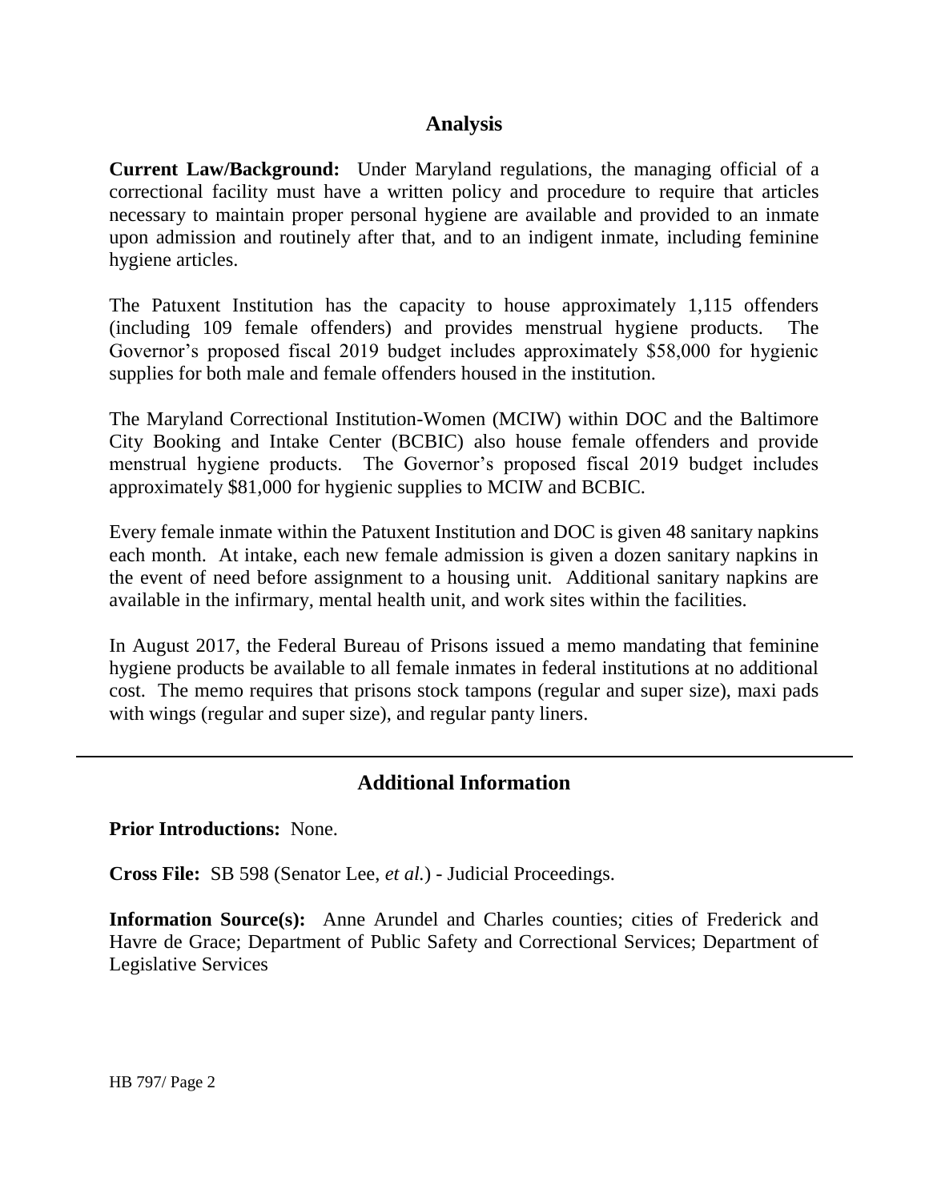## Analysis

**Current Law/Background:** Under Maryland regulations, the managing official of a correctional facility must have a written policy and procedure to require that articles necessary to maintain proper personal hygiene are available and provided to an inmate upon admission and routinely after that, and to an indigent inmate, including feminine hygiene articles.

The Patuxent Institution has the capacity to house approximately 1,115 offenders (including 109 female offenders) and provides menstrual hygiene products. The Governor's proposed fiscal 2019 budget includes approximately $58,000 for hygienic supplies for both male and female offenders housed in the institution.

The Maryland Correctional Institution-Women (MCIW) within DOC and the Baltimore City Booking and Intake Center (BCBIC) also house female offenders and provide menstrual hygiene products. The Governor's proposed fiscal 2019 budget includes approximately $81,000 for hygienic supplies to MCIW and BCBIC.

Every female inmate within the Patuxent Institution and DOC is given 48 sanitary napkins each month. At intake, each new female admission is given a dozen sanitary napkins in the event of need before assignment to a housing unit. Additional sanitary napkins are available in the infirmary, mental health unit, and work sites within the facilities.

In August 2017, the Federal Bureau of Prisons issued a memo mandating that feminine hygiene products be available to all female inmates in federal institutions at no additional cost. The memo requires that prisons stock tampons (regular and super size), maxi pads with wings (regular and super size), and regular panty liners.

---

## Additional Information

**Prior Introductions:** None.

**Cross File:** SB 598 (Senator Lee, *et al.*) - Judicial Proceedings.

**Information Source(s):** Anne Arundel and Charles counties; cities of Frederick and Havre de Grace; Department of Public Safety and Correctional Services; Department of Legislative Services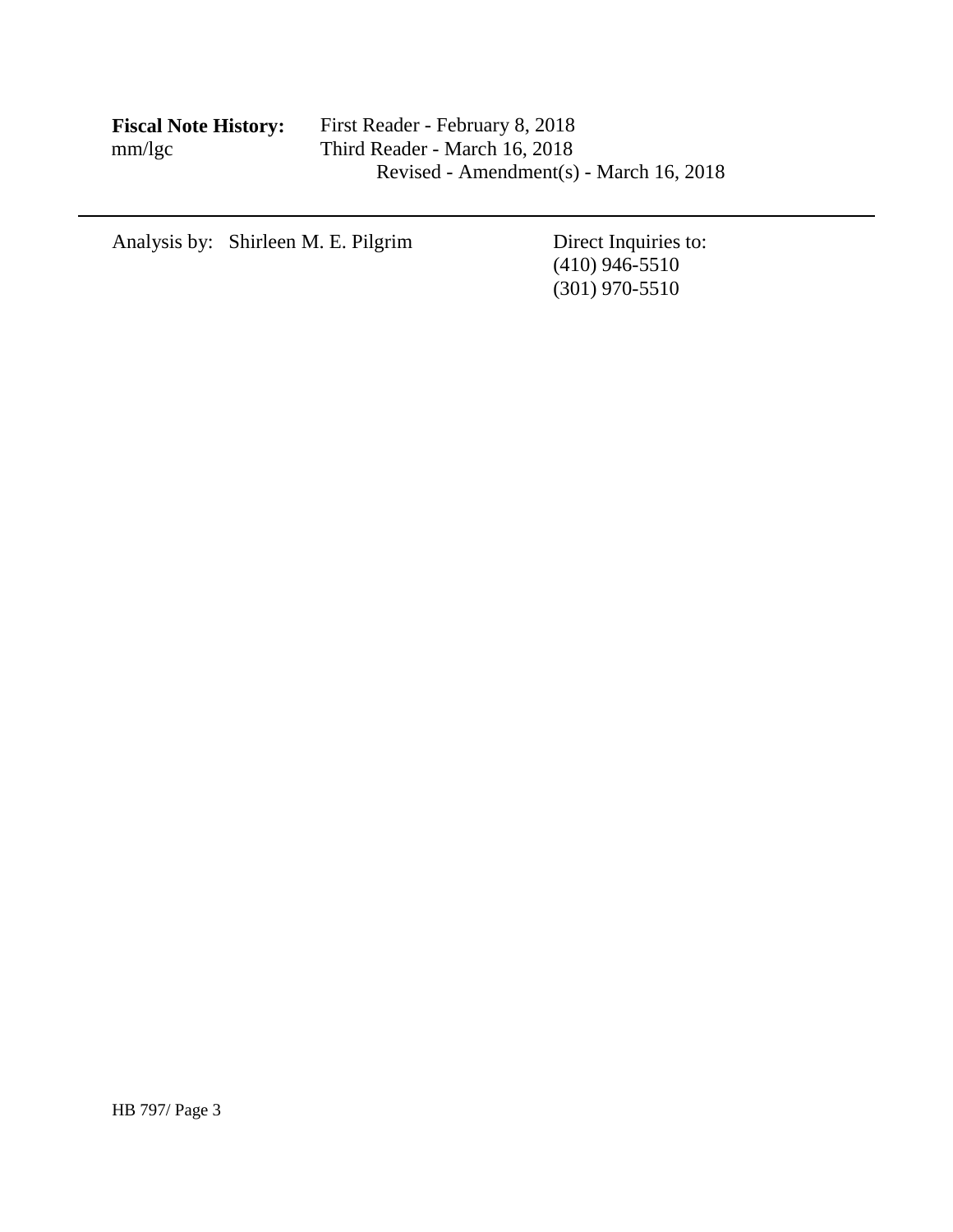**Fiscal Note History:** First Reader - February 8, 2018
mm/lgc Third Reader - March 16, 2018
Revised - Amendment(s) - March 16, 2018

---

Analysis by: Shirleen M. E. Pilgrim

Direct Inquiries to:
(410) 946-5510
(301) 970-5510